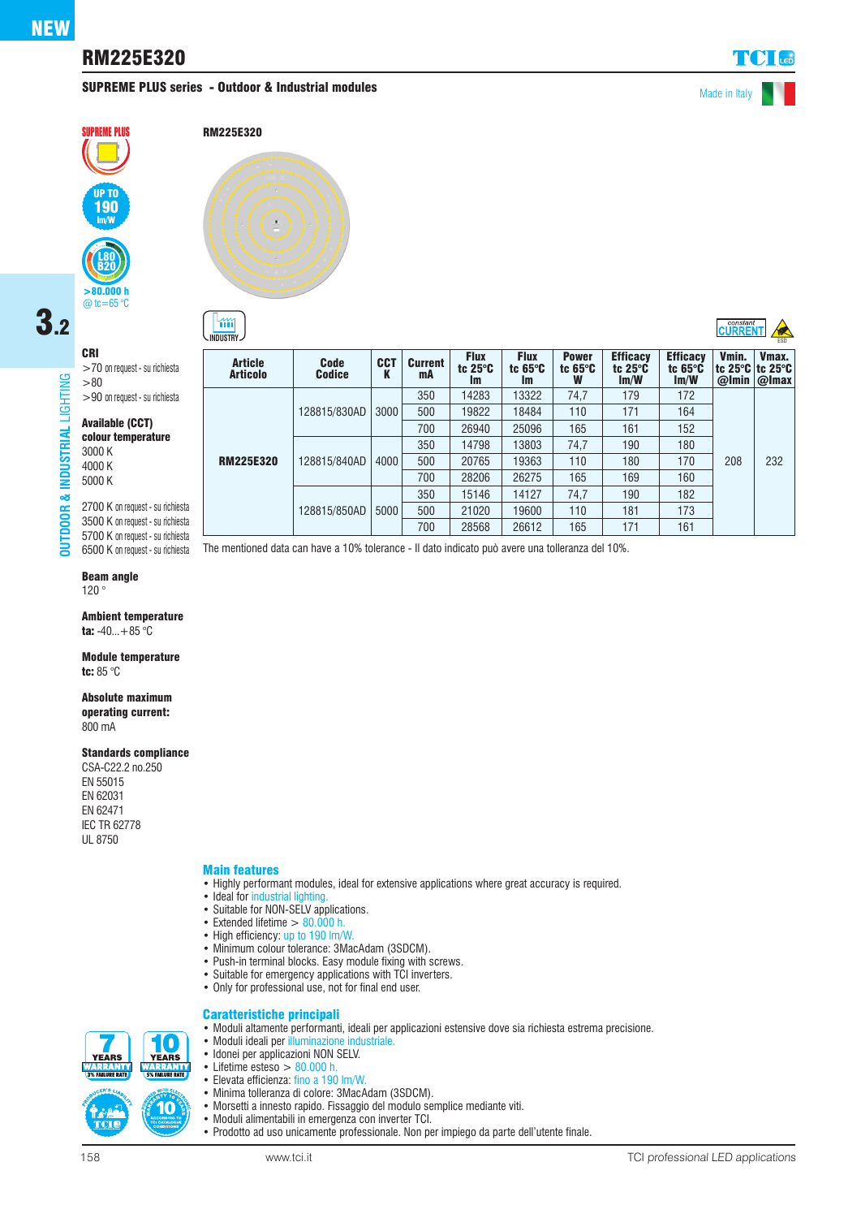NEW

# RM225E320

**SUPREME PLUS series - Outdoor & Industrial modules**

Made in Italy

SUPREME PLUS

UP TO 190 lm/W

L80 B20 >80.000 h @ tc=65 °C

## RM225E320

**CRI**
>70 on request - su richiesta
>80
>90 on request - su richiesta

**Available (CCT) colour temperature**
3000 K
4000 K
5000 K

2700 K on request - su richiesta
3500 K on request - su richiesta
5700 K on request - su richiesta
6500 K on request - su richiesta

**Beam angle**
120 °

**Ambient temperature**
**ta:** -40...+85 °C

**Module temperature**
**tc:** 85 °C

**Absolute maximum operating current:**
800 mA

**Standards compliance**
CSA-C22.2 no.250
EN 55015
EN 62031
EN 62471
IEC TR 62778
UL 8750

INDUSTRY

constant CURRENT

ESD

| Article Articolo | Code Codice | CCT K | Current mA | Flux tc 25°C lm | Flux tc 65°C lm | Power tc 65°C W | Efficacy tc 25°C lm/W | Efficacy tc 65°C lm/W | Vmin. tc 25°C @Imin | Vmax. tc 25°C @Imax |
|---|---|---|---|---|---|---|---|---|---|---|
| **RM225E320** | 128815/830AD | 3000 | 350 | 14283 | 13322 | 74,7 | 179 | 172 | 208 | 232 |
| | | | 500 | 19822 | 18484 | 110 | 171 | 164 | | |
| | | | 700 | 26940 | 25096 | 165 | 161 | 152 | | |
| | 128815/840AD | 4000 | 350 | 14798 | 13803 | 74,7 | 190 | 180 | | |
| | | | 500 | 20765 | 19363 | 110 | 180 | 170 | | |
| | | | 700 | 28206 | 26275 | 165 | 169 | 160 | | |
| | 128815/850AD | 5000 | 350 | 15146 | 14127 | 74,7 | 190 | 182 | | |
| | | | 500 | 21020 | 19600 | 110 | 181 | 173 | | |
| | | | 700 | 28568 | 26612 | 165 | 171 | 161 | | |

The mentioned data can have a 10% tolerance - Il dato indicato può avere una tolleranza del 10%.

### Main features

- Highly performant modules, ideal for extensive applications where great accuracy is required.
- Ideal for industrial lighting.
- Suitable for NON-SELV applications.
- Extended lifetime > 80.000 h.
- High efficiency: up to 190 lm/W.
- Minimum colour tolerance: 3MacAdam (3SDCM).
- Push-in terminal blocks. Easy module fixing with screws.
- Suitable for emergency applications with TCI inverters.
- Only for professional use, not for final end user.

### Caratteristiche principali

- Moduli altamente performanti, ideali per applicazioni estensive dove sia richiesta estrema precisione.
- Moduli ideali per illuminazione industriale.
- Idonei per applicazioni NON SELV.
- Lifetime esteso > 80.000 h.
- Elevata efficienza: fino a 190 lm/W.
- Minima tolleranza di colore: 3MacAdam (3SDCM).
- Morsetti a innesto rapido. Fissaggio del modulo semplice mediante viti.
- Moduli alimentabili in emergenza con inverter TCI.
- Prodotto ad uso unicamente professionale. Non per impiego da parte dell'utente finale.

7 YEARS WARRANTY 3% FAILURE RATE

10 YEARS WARRANTY 5% FAILURE RATE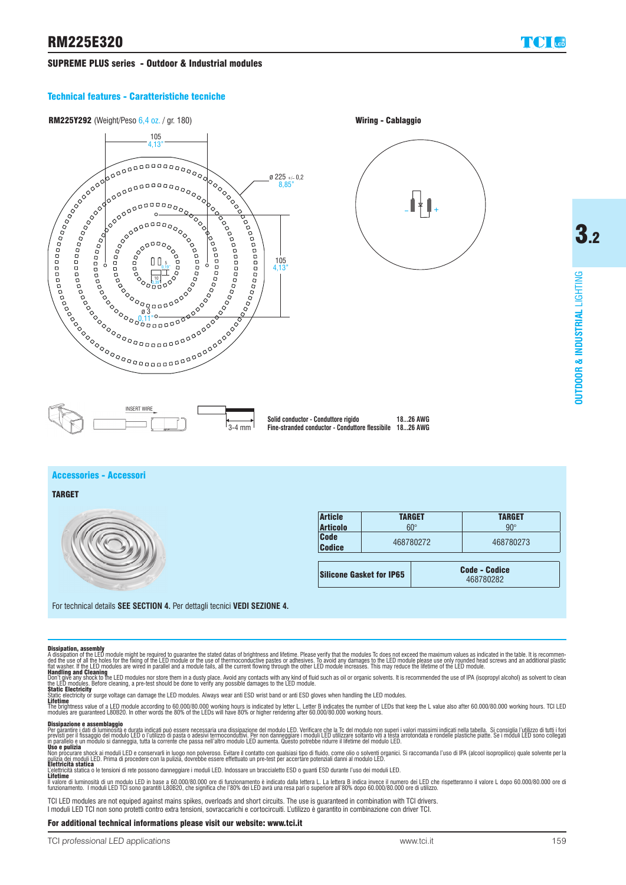# RM225E320

**SUPREME PLUS series - Outdoor & Industrial modules**

## Technical features - Caratteristiche tecniche

**RM225Y292** (Weight/Peso 6,4 oz. / gr. 180)

105
4,13"

ø 225 +/- 0,2
8,85"

105
4,13"

5
0,19"

10
0,39"

ø 3
0,11"

**Wiring - Cablaggio**

INSERT WIRE

3-4 mm

| | |
|---|---|
| **Solid conductor - Conduttore rigido** | **18...26 AWG** |
| **Fine-stranded conductor - Conduttore flessibile** | **18...26 AWG** |

## Accessories - Accessori

**TARGET**

| **Article** / **Articolo** | **TARGET** 60° | **TARGET** 90° |
|---|---|---|
| **Code** / **Codice** | 468780272 | 468780273 |

| **Silicone Gasket for IP65** | **Code - Codice** 468780282 |
|---|---|

For technical details **SEE SECTION 4.** Per dettagli tecnici **VEDI SEZIONE 4.**

**Dissipation, assembly**
A dissipation of the LED module might be required to guarantee the stated datas of brightness and lifetime. Please verify that the modules Tc does not exceed the maximum values as indicated in the table. It is recommended the use of all the holes for the fixing of the LED module or the use of thermoconductive pastes or adhesives. To avoid any damages to the LED module please use only rounded head screws and an additional plastic flat washer. If the LED modules are wired in parallel and a module fails, all the current flowing through the other LED module increases. This may reduce the lifetime of the LED module.
**Handling and Cleaning**
Don't give any shock to the LED modules nor store them in a dusty place. Avoid any contacts with any kind of fluid such as oil or organic solvents. It is recommended the use of IPA (isopropyl alcohol) as solvent to clean the LED modules. Before cleaning, a pre-test should be done to verify any possible damages to the LED module.
**Static Electricity**
Static electricity or surge voltage can damage the LED modules. Always wear anti ESD wrist band or anti ESD gloves when handling the LED modules.
**Lifetime**
The brightness value of a LED module according to 60.000/80.000 working hours is indicated by letter L. Letter B indicates the number of LEDs that keep the L value also after 60.000/80.000 working hours. TCI LED modules are guaranteed L80B20. In other words the 80% of the LEDs will have 80% or higher rendering after 60.000/80.000 working hours.

**Dissipazione e assemblaggio**
Per garantire i dati di luminosità e durata indicati può essere necessaria una dissipazione del modulo LED. Verificare che la Tc del modulo non superi i valori massimi indicati nella tabella. Si consiglia l'utilizzo di tutti i fori previsti per il fissaggio del modulo LED o l'utilizzo di pasta o adesivi termoconduttivi. Per non danneggiare i moduli LED utilizzare soltanto viti a testa arrotondata e rondelle plastiche piatte. Se i moduli LED sono collegati in parallelo e un modulo si danneggia, tutta la corrente che passa nell'altro modulo LED aumenta. Questo potrebbe ridurre il lifetime del modulo LED.
**Uso e pulizia**
Non procurare shock ai moduli LED e conservarli in luogo non polveroso. Evitare il contatto con qualsiasi tipo di fluido, come olio o solventi organici. Si raccomanda l'uso di IPA (alcool isopropilico) quale solvente per la pulizia dei moduli LED. Prima di procedere con la pulizia, dovrebbe essere effettuato un pre-test per accertare potenziali danni al modulo LED.
**Elettricità statica**
L'elettricità statica o le tensioni di rete possono danneggiare i moduli LED. Indossare un braccialetto ESD o guanti ESD durante l'uso dei moduli LED.
**Lifetime**
Il valore di luminosità di un modulo LED in base a 60.000/80.000 ore di funzionamento è indicato dalla lettera L. La lettera B indica invece il numero dei LED che rispetteranno il valore L dopo 60.000/80.000 ore di funzionamento. I moduli LED TCI sono garantiti L80B20, che significa che l'80% dei LED avrà una resa pari o superiore all'80% dopo 60.000/80.000 ore di utilizzo.

TCI LED modules are not equiped against mains spikes, overloads and short circuits. The use is guaranteed in combination with TCI drivers.
I moduli LED TCI non sono protetti contro extra tensioni, sovraccarichi e cortocircuiti. L'utilizzo è garantito in combinazione con driver TCI.

**For additional technical informations please visit our website: www.tci.it**